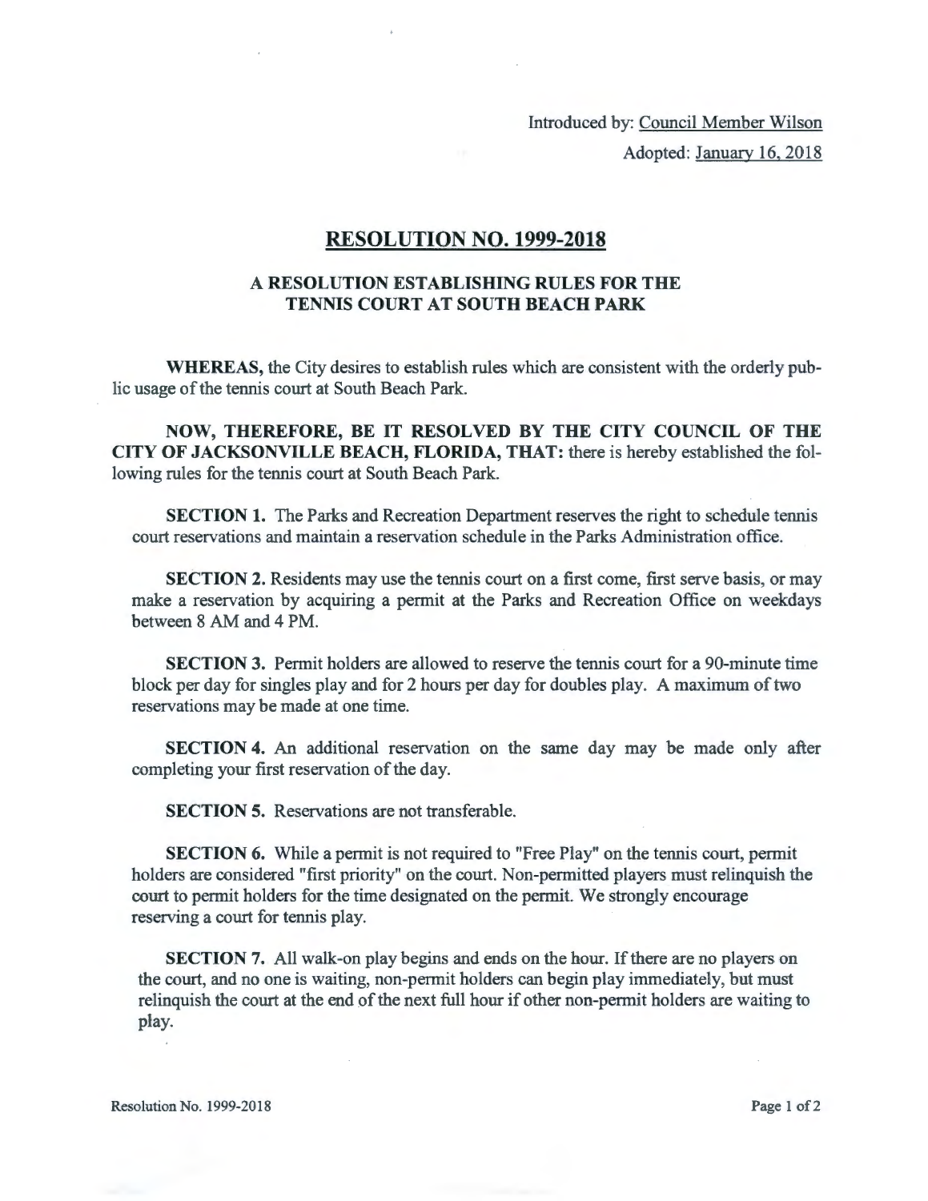Introduced by: Council Member Wilson

Adopted: January 16, 2018

# RESOLUTION NO. 1999-2018

## A RESOLUTION ESTABLISHING RULES FOR THE TENNIS COURT AT SOUTH BEACH PARK

**WHEREAS,** the City desires to establish rules which are consistent with the orderly public usage of the tennis court at South Beach Park.

**NOW, THEREFORE, BE IT RESOLVED BY THE CITY COUNCIL OF THE CITY OF JACKSONVILLE BEACH, FLORIDA, THAT:** there is hereby established the following rules for the tennis court at South Beach Park.

**SECTION 1.** The Parks and Recreation Department reserves the right to schedule tennis court reservations and maintain a reservation schedule in the Parks Administration office.

**SECTION 2.** Residents may use the tennis court on a first come, first serve basis, or may make a reservation by acquiring a permit at the Parks and Recreation Office on weekdays between 8 AM and 4 PM.

**SECTION 3.** Permit holders are allowed to reserve the tennis court for a 90-minute time block per day for singles play and for 2 hours per day for doubles play. A maximum of two reservations may be made at one time.

**SECTION 4.** An additional reservation on the same day may be made only after completing your first reservation of the day.

**SECTION 5.** Reservations are not transferable.

**SECTION 6.** While a permit is not required to "Free Play" on the tennis court, permit holders are considered "first priority" on the court. Non-permitted players must relinquish the court to permit holders for the time designated on the permit. We strongly encourage reserving a court for tennis play.

**SECTION 7.** All walk-on play begins and ends on the hour. If there are no players on the court, and no one is waiting, non-permit holders can begin play immediately, but must relinquish the court at the end of the next full hour if other non-permit holders are waiting to play.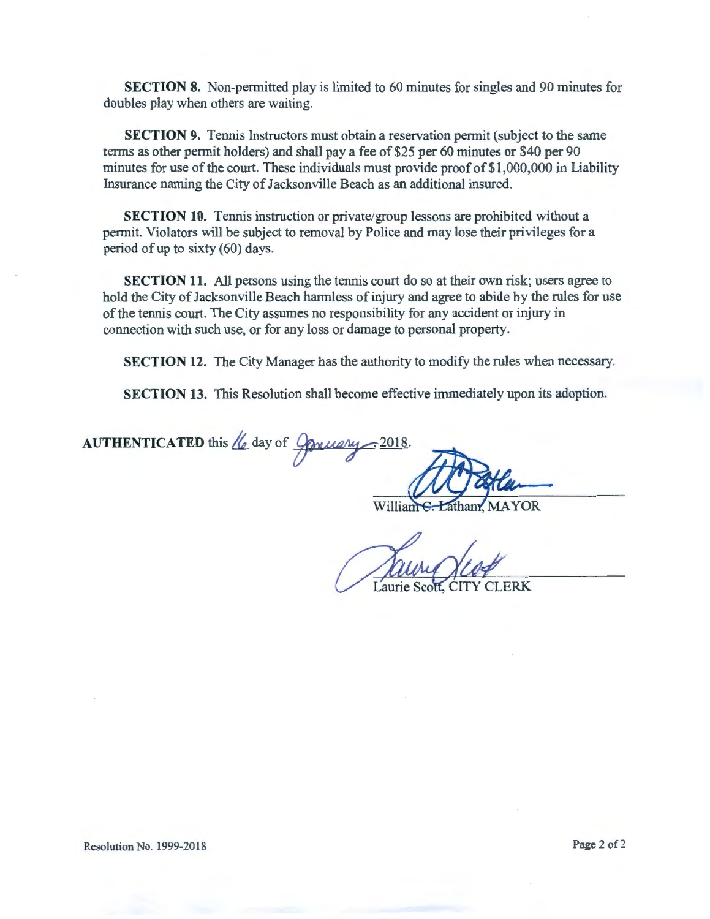**SECTION 8.** Non-permitted play is limited to 60 minutes for singles and 90 minutes for doubles play when others are waiting.

**SECTION 9.** Tennis Instructors must obtain a reservation permit (subject to the same terms as other permit holders) and shall pay a fee of $25 per 60 minutes or $40 per 90 minutes for use of the court. These individuals must provide proof of $1,000,000 in Liability Insurance naming the City of Jacksonville Beach as an additional insured.

**SECTION 10.** Tennis instruction or private/group lessons are prohibited without a permit. Violators will be subject to removal by Police and may lose their privileges for a period of up to sixty (60) days.

**SECTION 11.** All persons using the tennis court do so at their own risk; users agree to hold the City of Jacksonville Beach harmless of injury and agree to abide by the rules for use of the tennis court. The City assumes no responsibility for any accident or injury in connection with such use, or for any loss or damage to personal property.

**SECTION 12.** The City Manager has the authority to modify the rules when necessary.

**SECTION 13.** This Resolution shall become effective immediately upon its adoption.

**AUTHENTICATED** this 16 day of January, 2018.

William C. Latham, MAYOR

Laurie Scott, CITY CLERK

Resolution No. 1999-2018